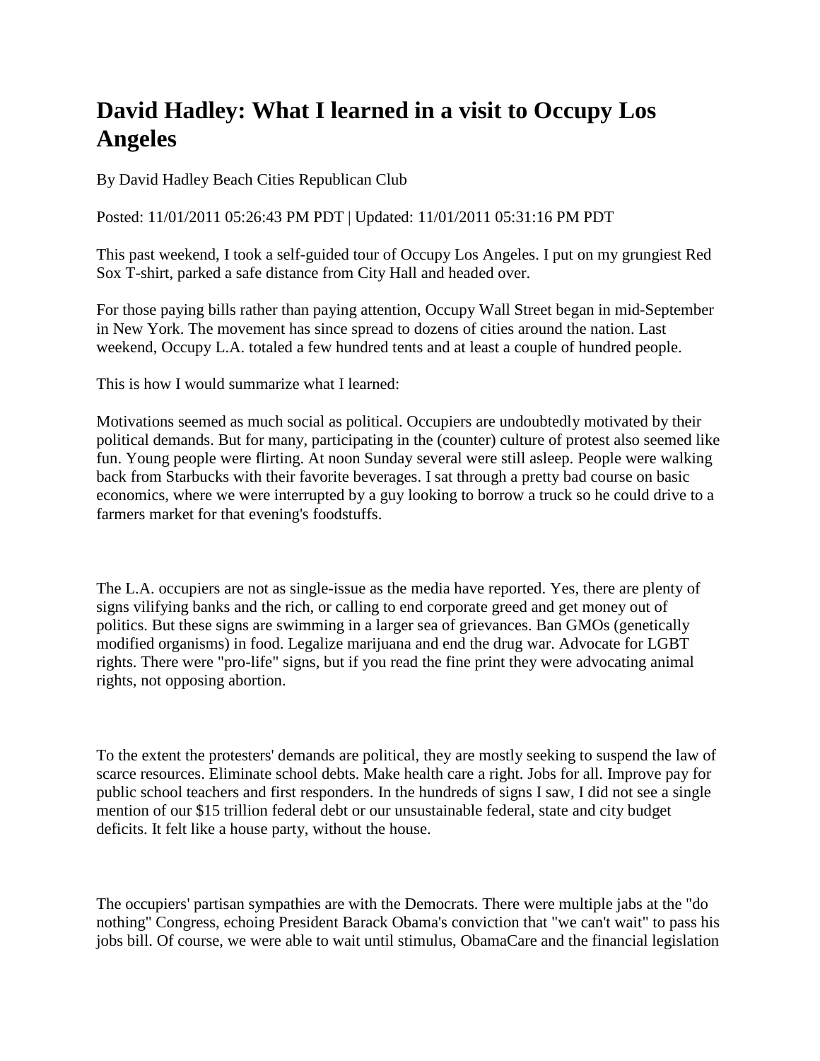# David Hadley: What I learned in a visit to Occupy Los Angeles

By David Hadley Beach Cities Republican Club

Posted: 11/01/2011 05:26:43 PM PDT | Updated: 11/01/2011 05:31:16 PM PDT

This past weekend, I took a self-guided tour of Occupy Los Angeles. I put on my grungiest Red Sox T-shirt, parked a safe distance from City Hall and headed over.

For those paying bills rather than paying attention, Occupy Wall Street began in mid-September in New York. The movement has since spread to dozens of cities around the nation. Last weekend, Occupy L.A. totaled a few hundred tents and at least a couple of hundred people.

This is how I would summarize what I learned:

Motivations seemed as much social as political. Occupiers are undoubtedly motivated by their political demands. But for many, participating in the (counter) culture of protest also seemed like fun. Young people were flirting. At noon Sunday several were still asleep. People were walking back from Starbucks with their favorite beverages. I sat through a pretty bad course on basic economics, where we were interrupted by a guy looking to borrow a truck so he could drive to a farmers market for that evening's foodstuffs.

The L.A. occupiers are not as single-issue as the media have reported. Yes, there are plenty of signs vilifying banks and the rich, or calling to end corporate greed and get money out of politics. But these signs are swimming in a larger sea of grievances. Ban GMOs (genetically modified organisms) in food. Legalize marijuana and end the drug war. Advocate for LGBT rights. There were "pro-life" signs, but if you read the fine print they were advocating animal rights, not opposing abortion.

To the extent the protesters' demands are political, they are mostly seeking to suspend the law of scarce resources. Eliminate school debts. Make health care a right. Jobs for all. Improve pay for public school teachers and first responders. In the hundreds of signs I saw, I did not see a single mention of our $15 trillion federal debt or our unsustainable federal, state and city budget deficits. It felt like a house party, without the house.

The occupiers' partisan sympathies are with the Democrats. There were multiple jabs at the "do nothing" Congress, echoing President Barack Obama's conviction that "we can't wait" to pass his jobs bill. Of course, we were able to wait until stimulus, ObamaCare and the financial legislation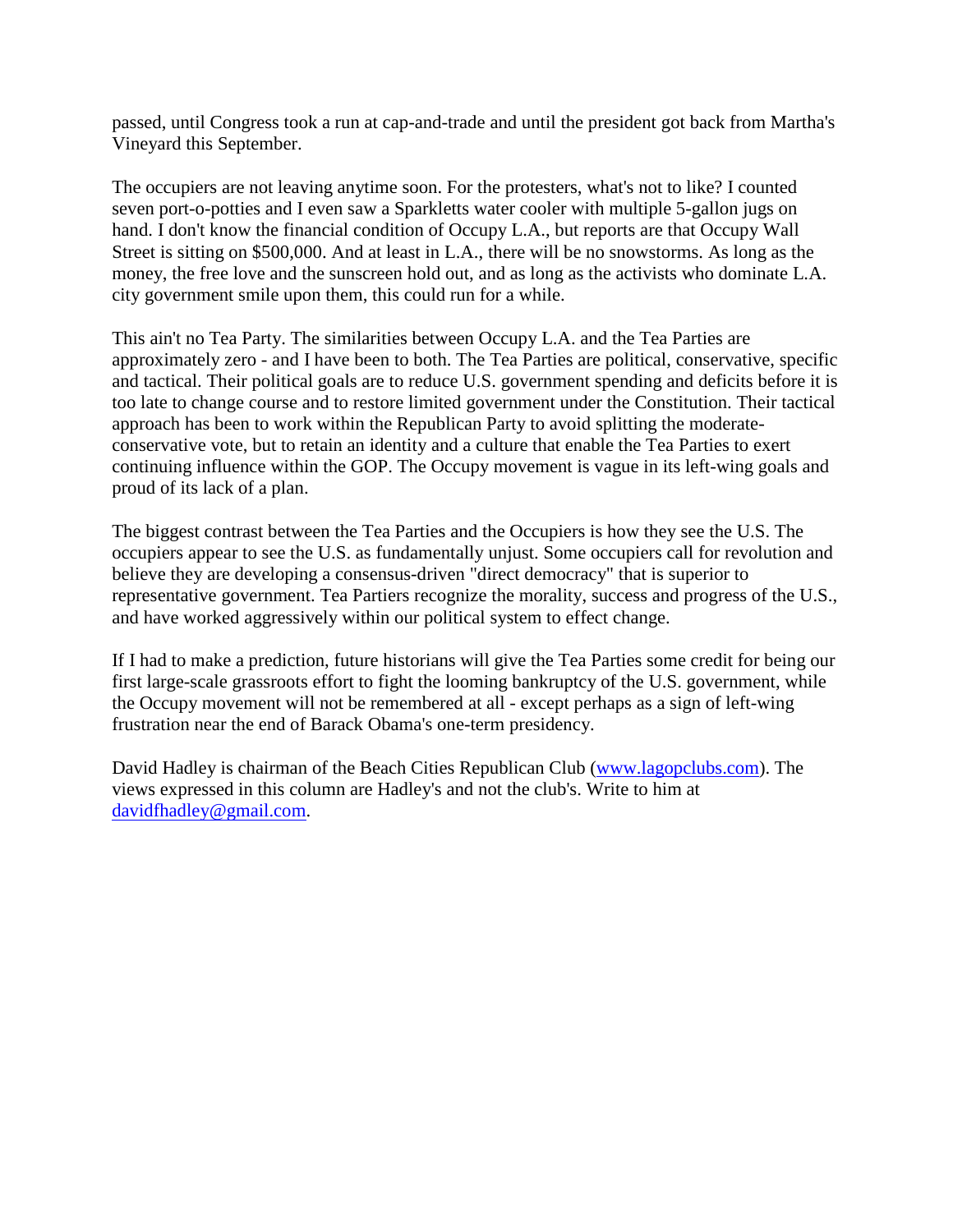passed, until Congress took a run at cap-and-trade and until the president got back from Martha's Vineyard this September.

The occupiers are not leaving anytime soon. For the protesters, what's not to like? I counted seven port-o-potties and I even saw a Sparkletts water cooler with multiple 5-gallon jugs on hand. I don't know the financial condition of Occupy L.A., but reports are that Occupy Wall Street is sitting on $500,000. And at least in L.A., there will be no snowstorms. As long as the money, the free love and the sunscreen hold out, and as long as the activists who dominate L.A. city government smile upon them, this could run for a while.

This ain't no Tea Party. The similarities between Occupy L.A. and the Tea Parties are approximately zero - and I have been to both. The Tea Parties are political, conservative, specific and tactical. Their political goals are to reduce U.S. government spending and deficits before it is too late to change course and to restore limited government under the Constitution. Their tactical approach has been to work within the Republican Party to avoid splitting the moderate-conservative vote, but to retain an identity and a culture that enable the Tea Parties to exert continuing influence within the GOP. The Occupy movement is vague in its left-wing goals and proud of its lack of a plan.

The biggest contrast between the Tea Parties and the Occupiers is how they see the U.S. The occupiers appear to see the U.S. as fundamentally unjust. Some occupiers call for revolution and believe they are developing a consensus-driven "direct democracy" that is superior to representative government. Tea Partiers recognize the morality, success and progress of the U.S., and have worked aggressively within our political system to effect change.

If I had to make a prediction, future historians will give the Tea Parties some credit for being our first large-scale grassroots effort to fight the looming bankruptcy of the U.S. government, while the Occupy movement will not be remembered at all - except perhaps as a sign of left-wing frustration near the end of Barack Obama's one-term presidency.

David Hadley is chairman of the Beach Cities Republican Club ([www.lagopclubs.com](http://www.lagopclubs.com)). The views expressed in this column are Hadley's and not the club's. Write to him at [davidfhadley@gmail.com](mailto:davidfhadley@gmail.com).